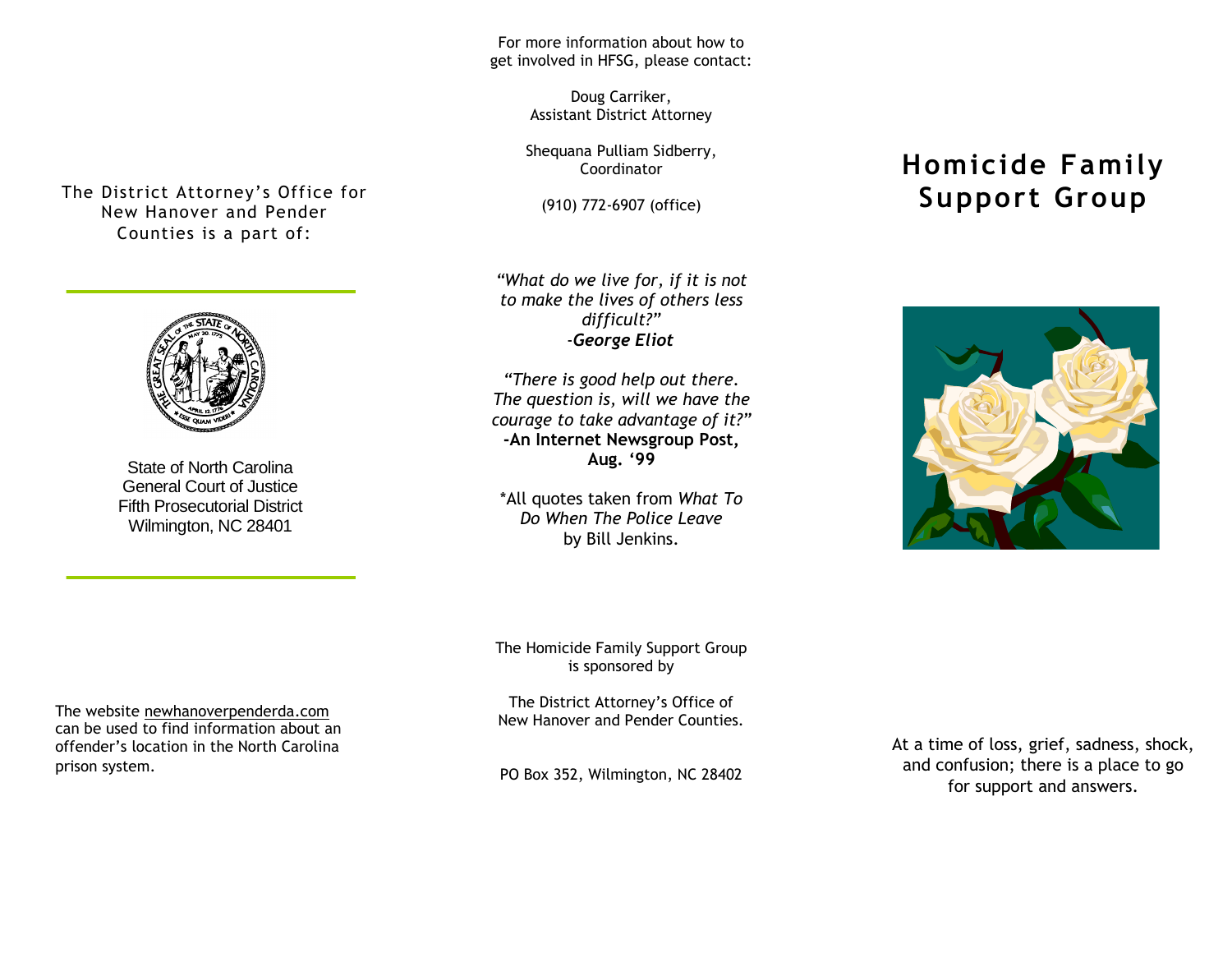The District Attorney's Office for New Hanover and Pender Counties is a part of:

State of North Carolina
General Court of Justice
Fifth Prosecutorial District
Wilmington, NC 28401

The website newhanoverpenderda.com can be used to find information about an offender's location in the North Carolina prison system.

For more information about how to get involved in HFSG, please contact:

Doug Carriker,
Assistant District Attorney

Shequana Pulliam Sidberry,
Coordinator

(910) 772-6907 (office)

*"What do we live for, if it is not to make the lives of others less difficult?"*
-***George Eliot***

*"There is good help out there. The question is, will we have the courage to take advantage of it?"*
**-An Internet Newsgroup Post, Aug. '99**

*All quotes taken from *What To Do When The Police Leave* by Bill Jenkins.

The Homicide Family Support Group is sponsored by

The District Attorney's Office of New Hanover and Pender Counties.

PO Box 352, Wilmington, NC 28402

# Homicide Family Support Group

At a time of loss, grief, sadness, shock, and confusion; there is a place to go for support and answers.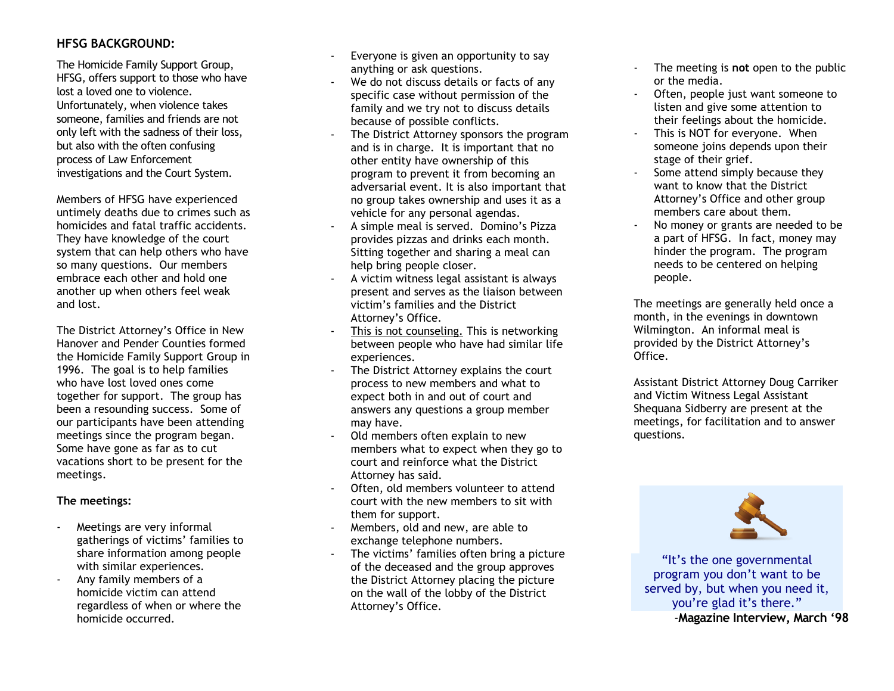**HFSG BACKGROUND:**

The Homicide Family Support Group, HFSG, offers support to those who have lost a loved one to violence. Unfortunately, when violence takes someone, families and friends are not only left with the sadness of their loss, but also with the often confusing process of Law Enforcement investigations and the Court System.

Members of HFSG have experienced untimely deaths due to crimes such as homicides and fatal traffic accidents. They have knowledge of the court system that can help others who have so many questions. Our members embrace each other and hold one another up when others feel weak and lost.

The District Attorney's Office in New Hanover and Pender Counties formed the Homicide Family Support Group in 1996. The goal is to help families who have lost loved ones come together for support. The group has been a resounding success. Some of our participants have been attending meetings since the program began. Some have gone as far as to cut vacations short to be present for the meetings.

**The meetings:**

- Meetings are very informal gatherings of victims' families to share information among people with similar experiences.
- Any family members of a homicide victim can attend regardless of when or where the homicide occurred.
- Everyone is given an opportunity to say anything or ask questions.
- We do not discuss details or facts of any specific case without permission of the family and we try not to discuss details because of possible conflicts.
- The District Attorney sponsors the program and is in charge. It is important that no other entity have ownership of this program to prevent it from becoming an adversarial event. It is also important that no group takes ownership and uses it as a vehicle for any personal agendas.
- A simple meal is served. Domino's Pizza provides pizzas and drinks each month. Sitting together and sharing a meal can help bring people closer.
- A victim witness legal assistant is always present and serves as the liaison between victim's families and the District Attorney's Office.
- <u>This is not counseling.</u> This is networking between people who have had similar life experiences.
- The District Attorney explains the court process to new members and what to expect both in and out of court and answers any questions a group member may have.
- Old members often explain to new members what to expect when they go to court and reinforce what the District Attorney has said.
- Often, old members volunteer to attend court with the new members to sit with them for support.
- Members, old and new, are able to exchange telephone numbers.
- The victims' families often bring a picture of the deceased and the group approves the District Attorney placing the picture on the wall of the lobby of the District Attorney's Office.
- The meeting is **not** open to the public or the media.
- Often, people just want someone to listen and give some attention to their feelings about the homicide.
- This is NOT for everyone. When someone joins depends upon their stage of their grief.
- Some attend simply because they want to know that the District Attorney's Office and other group members care about them.
- No money or grants are needed to be a part of HFSG. In fact, money may hinder the program. The program needs to be centered on helping people.

The meetings are generally held once a month, in the evenings in downtown Wilmington. An informal meal is provided by the District Attorney's Office.

Assistant District Attorney Doug Carriker and Victim Witness Legal Assistant Shequana Sidberry are present at the meetings, for facilitation and to answer questions.

"It's the one governmental program you don't want to be served by, but when you need it, you're glad it's there."

-**Magazine Interview, March '98**